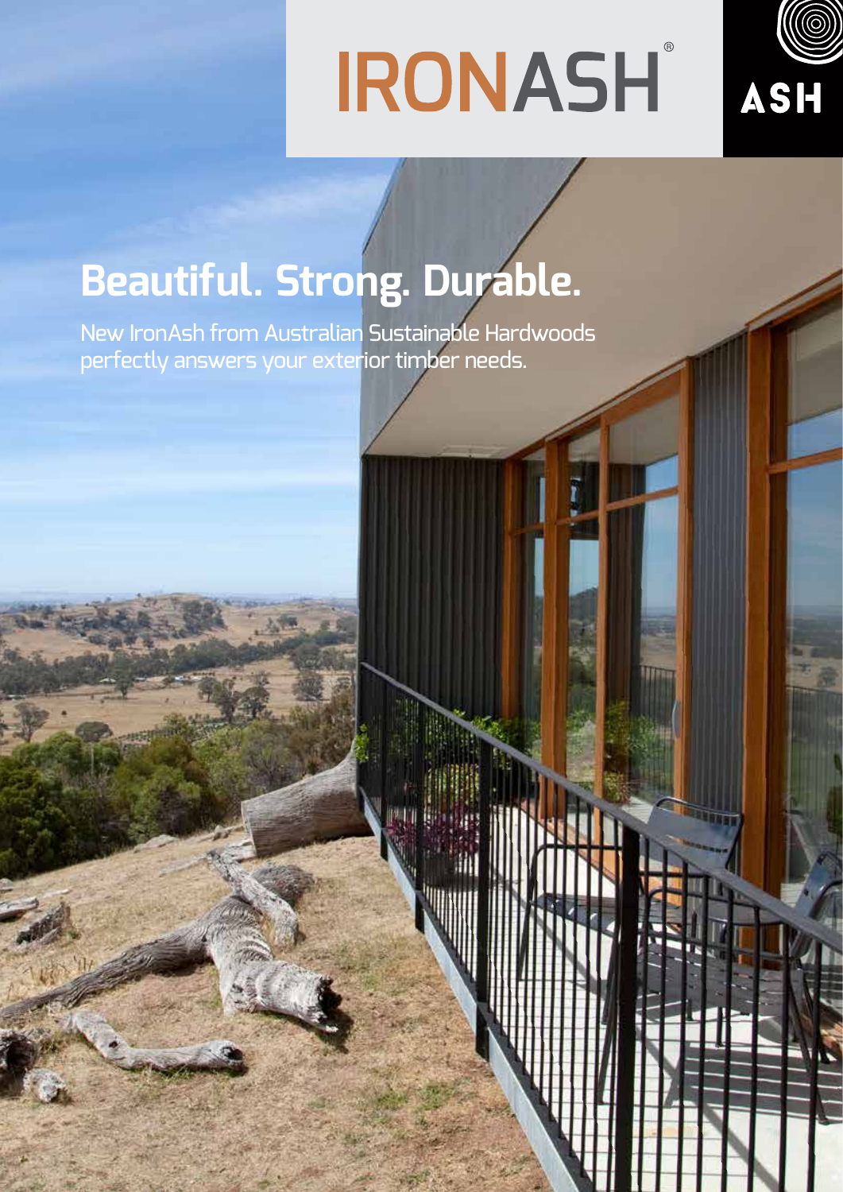# IRONASH®

ASH

## Beautiful. Strong. Durable.

New IronAsh from Australian Sustainable Hardwoods perfectly answers your exterior timber needs.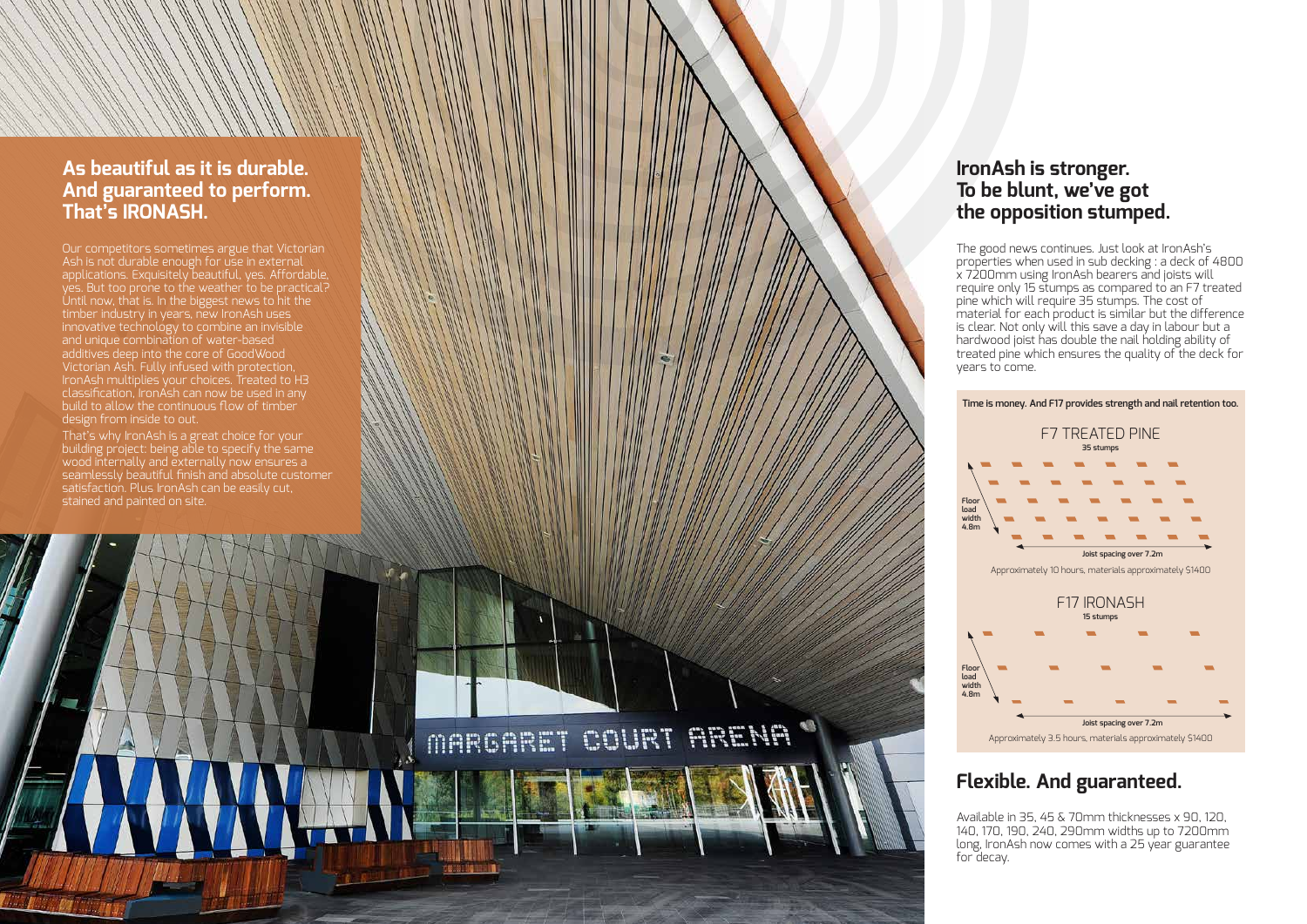## As beautiful as it is durable. And guaranteed to perform. That's IRONASH.

Our competitors sometimes argue that Victorian Ash is not durable enough for use in external applications. Exquisitely beautiful, yes. Affordable, yes. But too prone to the weather to be practical? Until now, that is. In the biggest news to hit the timber industry in years, new IronAsh uses innovative technology to combine an invisible and unique combination of water-based additives deep into the core of GoodWood Victorian Ash. Fully infused with protection, IronAsh multiplies your choices. Treated to H3 classification, IronAsh can now be used in any build to allow the continuous flow of timber design from inside to out.

That's why IronAsh is a great choice for your building project: being able to specify the same wood internally and externally now ensures a seamlessly beautiful finish and absolute customer satisfaction. Plus IronAsh can be easily cut, stained and painted on site.

MARGARET COURT ARENA

## IronAsh is stronger. To be blunt, we've got the opposition stumped.

The good news continues. Just look at IronAsh's properties when used in sub decking : a deck of 4800 x 7200mm using IronAsh bearers and joists will require only 15 stumps as compared to an F7 treated pine which will require 35 stumps. The cost of material for each product is similar but the difference is clear. Not only will this save a day in labour but a hardwood joist has double the nail holding ability of treated pine which ensures the quality of the deck for years to come.

**Time is money. And F17 provides strength and nail retention too.**

F7 TREATED PINE
**35 stumps**

Floor load width 4.8m

Joist spacing over 7.2m

Approximately 10 hours, materials approximately $1400

F17 IRONASH
**15 stumps**

Floor load width 4.8m

Joist spacing over 7.2m

Approximately 3.5 hours, materials approximately $1400

## Flexible. And guaranteed.

Available in 35, 45 & 70mm thicknesses x 90, 120, 140, 170, 190, 240, 290mm widths up to 7200mm long, IronAsh now comes with a 25 year guarantee for decay.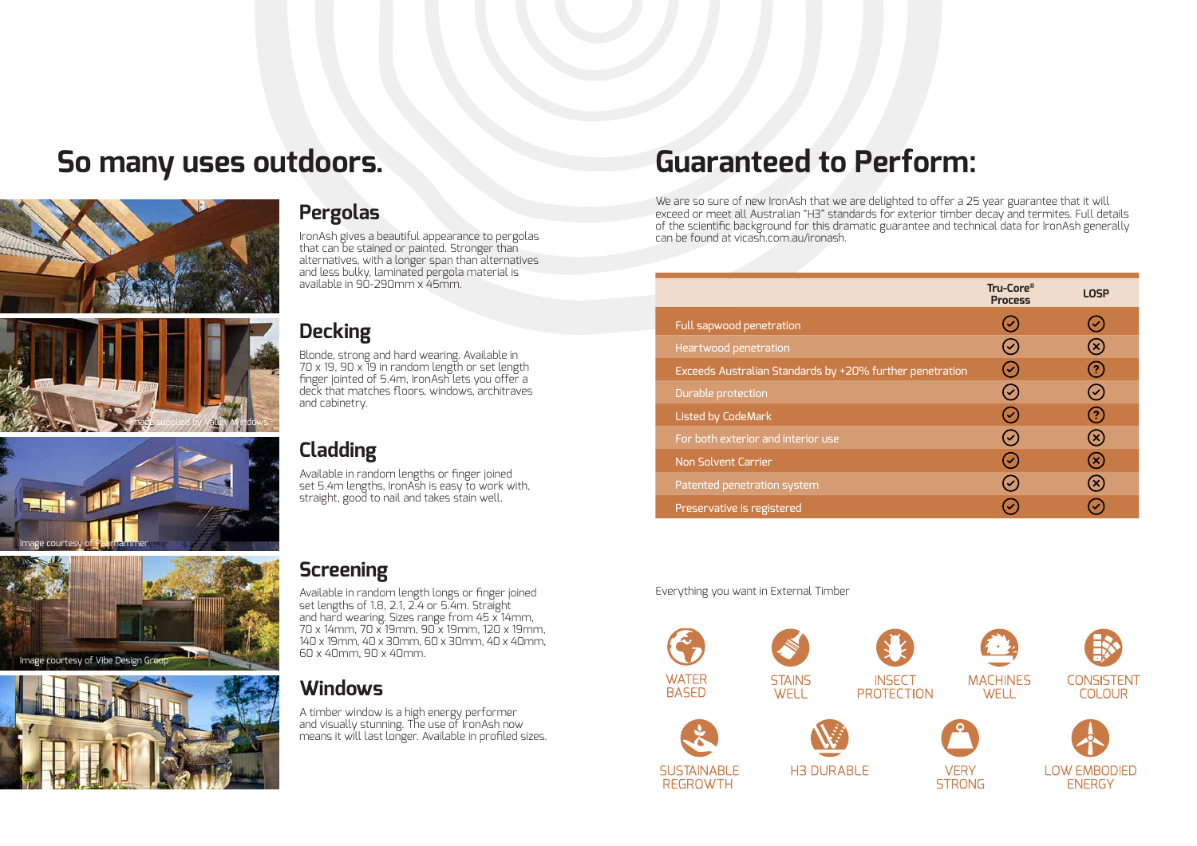# So many uses outdoors.

## Pergolas

IronAsh gives a beautiful appearance to pergolas that can be stained or painted. Stronger than alternatives, with a longer span than alternatives and less bulky, laminated pergola material is available in 90-290mm x 45mm.

## Decking

Blonde, strong and hard wearing. Available in 70 x 19, 90 x 19 in random length or set length finger jointed of 5.4m, IronAsh lets you offer a deck that matches floors, windows, architraves and cabinetry.

Image supplied by Valley Windows

## Cladding

Available in random lengths or finger joined set 5.4m lengths, IronAsh is easy to work with, straight, good to nail and takes stain well.

Image courtesy of Pearhammer

## Screening

Available in random length longs or finger joined set lengths of 1.8, 2.1, 2.4 or 5.4m. Straight and hard wearing. Sizes range from 45 x 14mm, 70 x 14mm, 70 x 19mm, 90 x 19mm, 120 x 19mm, 140 x 19mm, 40 x 30mm, 60 x 30mm, 40 x 40mm, 60 x 40mm, 90 x 40mm.

Image courtesy of Vibe Design Group

## Windows

A timber window is a high energy performer and visually stunning. The use of IronAsh now means it will last longer. Available in profiled sizes.

# Guaranteed to Perform:

We are so sure of new IronAsh that we are delighted to offer a 25 year guarantee that it will exceed or meet all Australian "H3" standards for exterior timber decay and termites. Full details of the scientific background for this dramatic guarantee and technical data for IronAsh generally can be found at vicash.com.au/ironash.

| | Tru-Core® Process | LOSP |
|---|---|---|
| Full sapwood penetration | ✓ | ✓ |
| Heartwood penetration | ✓ | ✗ |
| Exceeds Australian Standards by +20% further penetration | ✓ | ? |
| Durable protection | ✓ | ✓ |
| Listed by CodeMark | ✓ | ? |
| For both exterior and interior use | ✓ | ✗ |
| Non Solvent Carrier | ✓ | ✗ |
| Patented penetration system | ✓ | ✗ |
| Preservative is registered | ✓ | ✓ |

Everything you want in External Timber

- WATER BASED
- STAINS WELL
- INSECT PROTECTION
- MACHINES WELL
- CONSISTENT COLOUR
- SUSTAINABLE REGROWTH
- H3 DURABLE
- VERY STRONG
- LOW EMBODIED ENERGY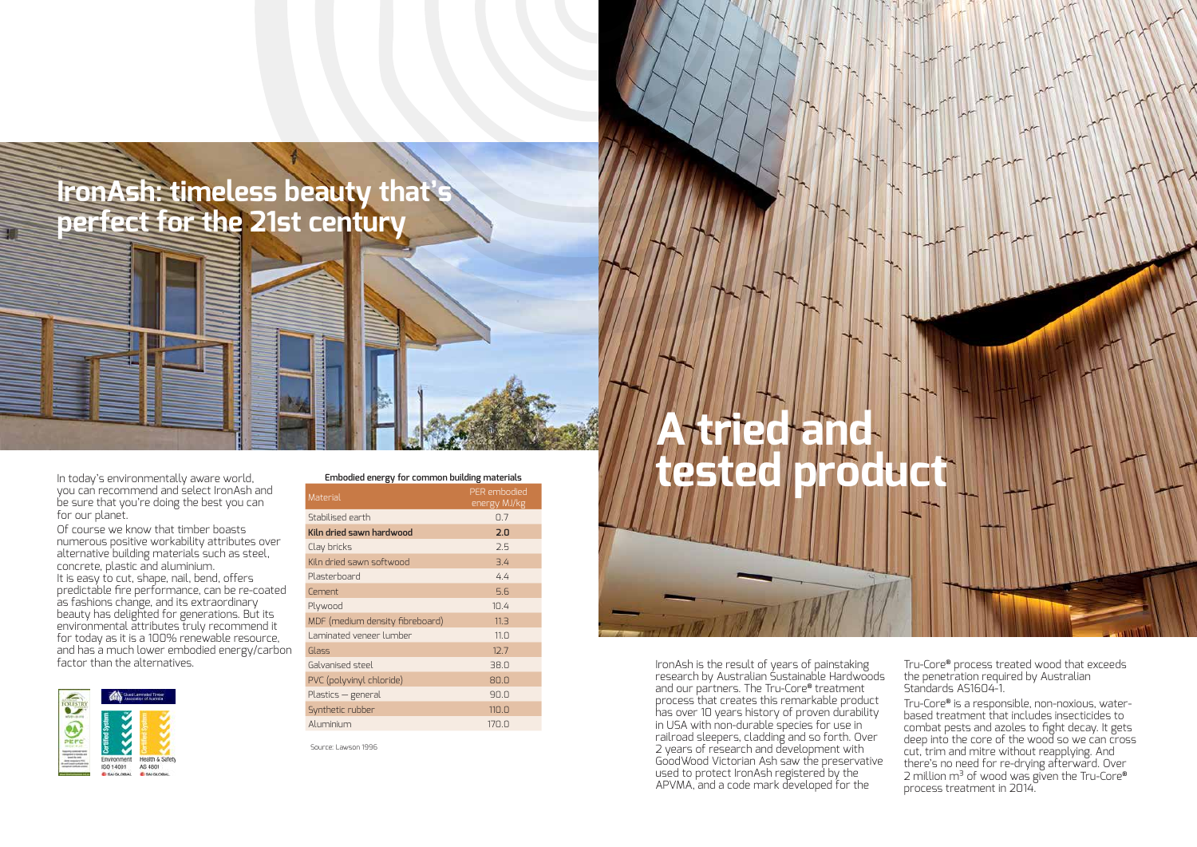# IronAsh: timeless beauty that's perfect for the 21st century

In today's environmentally aware world, you can recommend and select IronAsh and be sure that you're doing the best you can for our planet.

Of course we know that timber boasts numerous positive workability attributes over alternative building materials such as steel, concrete, plastic and aluminium.

It is easy to cut, shape, nail, bend, offers predictable fire performance, can be re-coated as fashions change, and its extraordinary beauty has delighted for generations. But its environmental attributes truly recommend it for today as it is a 100% renewable resource, and has a much lower embodied energy/carbon factor than the alternatives.

**Embodied energy for common building materials**

| Material | PER embodied energy MJ/kg |
|---|---|
| Stabilised earth | 0.7 |
| **Kiln dried sawn hardwood** | **2.0** |
| Clay bricks | 2.5 |
| Kiln dried sawn softwood | 3.4 |
| Plasterboard | 4.4 |
| Cement | 5.6 |
| Plywood | 10.4 |
| MDF (medium density fibreboard) | 11.3 |
| Laminated veneer lumber | 11.0 |
| Glass | 12.7 |
| Galvanised steel | 38.0 |
| PVC (polyvinyl chloride) | 80.0 |
| Plastics – general | 90.0 |
| Synthetic rubber | 110.0 |
| Aluminium | 170.0 |

Source: Lawson 1996

# A tried and tested product

IronAsh is the result of years of painstaking research by Australian Sustainable Hardwoods and our partners. The Tru-Core® treatment process that creates this remarkable product has over 10 years history of proven durability in USA with non-durable species for use in railroad sleepers, cladding and so forth. Over 2 years of research and development with GoodWood Victorian Ash saw the preservative used to protect IronAsh registered by the APVMA, and a code mark developed for the Tru-Core® process treated wood that exceeds the penetration required by Australian Standards AS1604-1.

Tru-Core® is a responsible, non-noxious, water-based treatment that includes insecticides to combat pests and azoles to fight decay. It gets deep into the core of the wood so we can cross cut, trim and mitre without reapplying. And there's no need for re-drying afterward. Over 2 million m$^3$ of wood was given the Tru-Core® process treatment in 2014.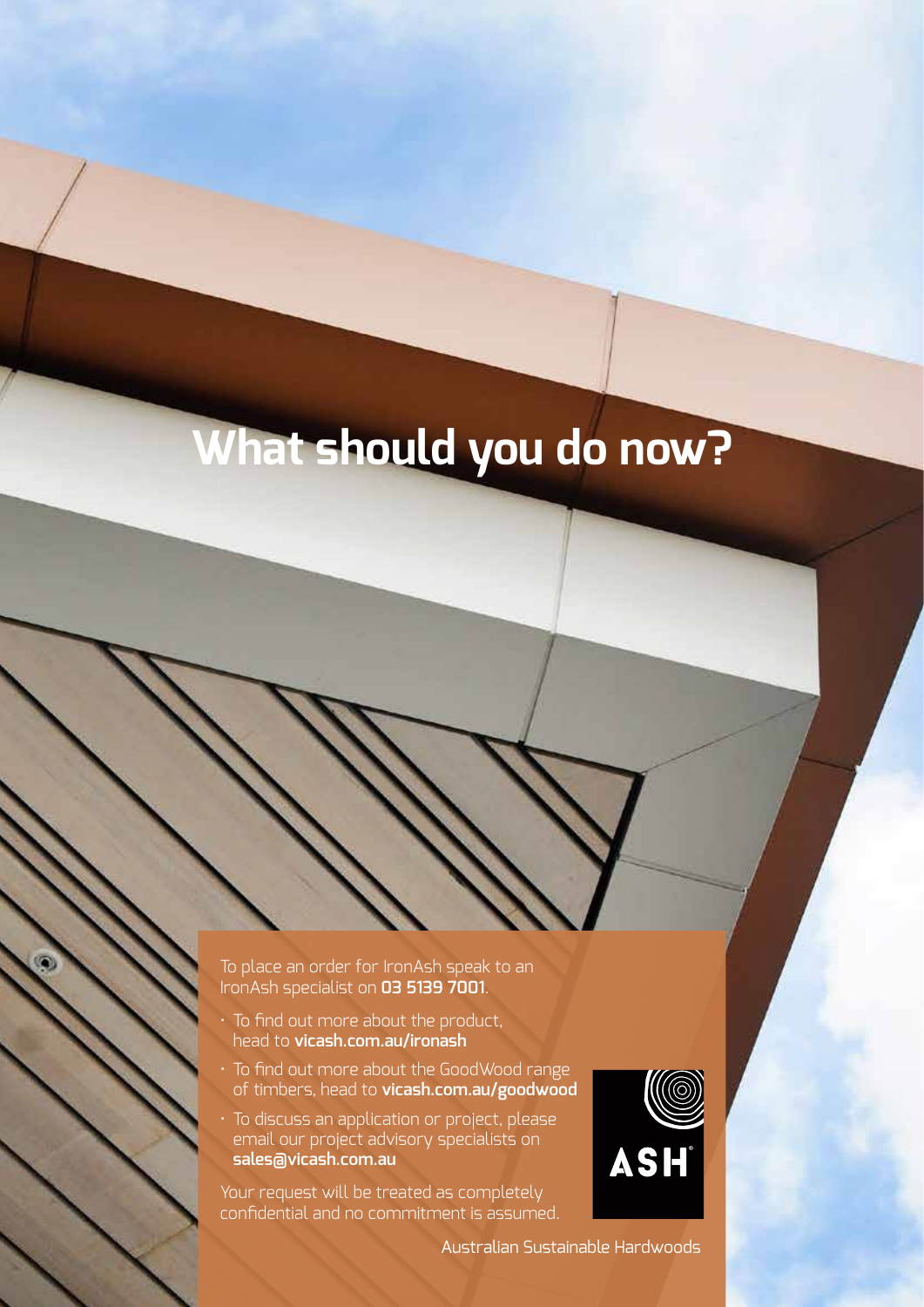# What should you do now?

To place an order for IronAsh speak to an IronAsh specialist on **03 5139 7001**.

- To find out more about the product, head to **vicash.com.au/ironash**
- To find out more about the GoodWood range of timbers, head to **vicash.com.au/goodwood**
- To discuss an application or project, please email our project advisory specialists on **sales@vicash.com.au**

Your request will be treated as completely confidential and no commitment is assumed.

ASH®

Australian Sustainable Hardwoods